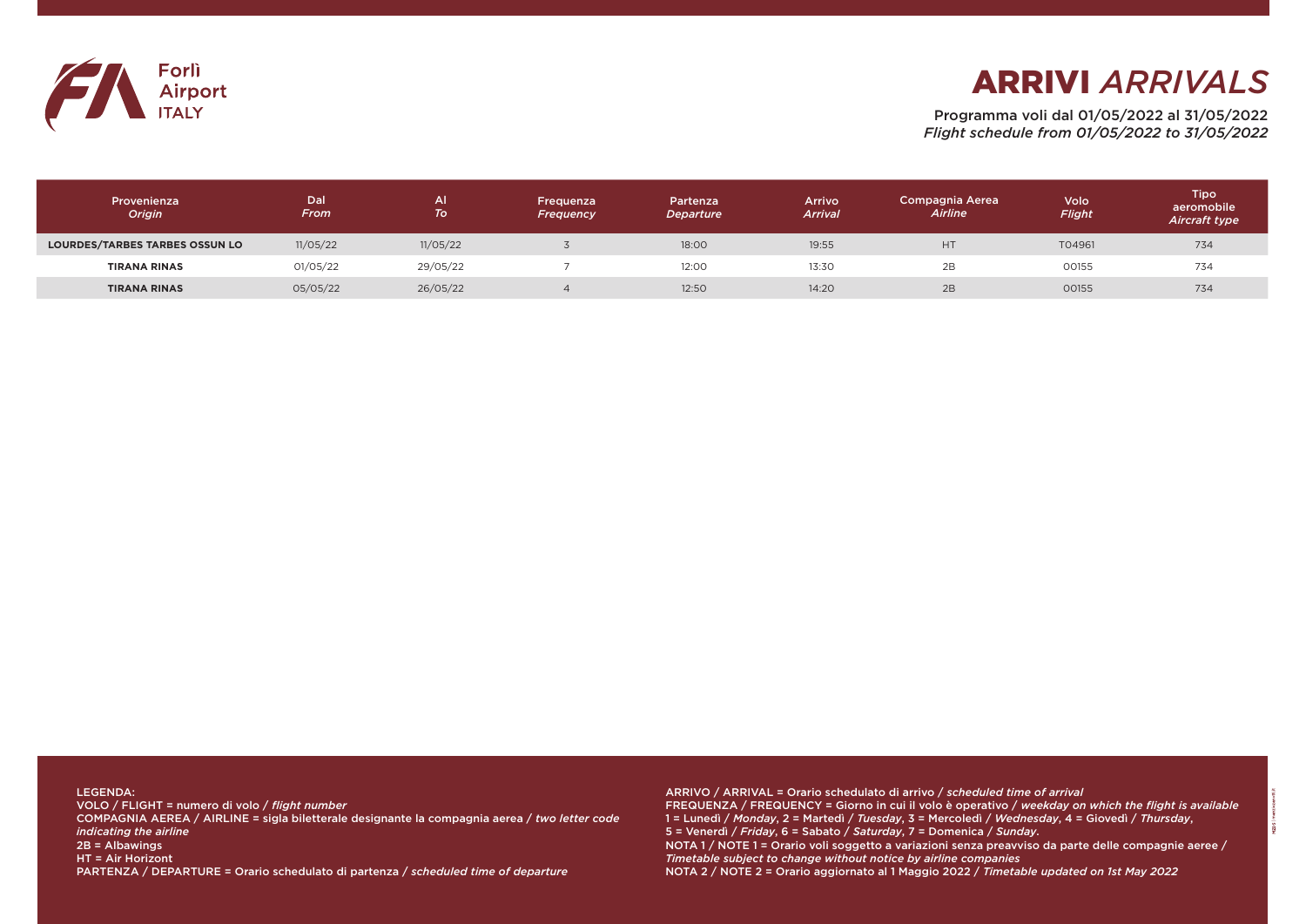Forlì Airport ITALY

# ARRIVI *ARRIVALS*

Programma voli dal 01/05/2022 al 31/05/2022
*Flight schedule from 01/05/2022 to 31/05/2022*

| Provenienza *Origin* | Dal *From* | Al *To* | Frequenza *Frequency* | Partenza *Departure* | Arrivo *Arrival* | Compagnia Aerea *Airline* | Volo *Flight* | Tipo aeromobile *Aircraft type* |
|---|---|---|---|---|---|---|---|---|
| **LOURDES/TARBES TARBES OSSUN LO** | 11/05/22 | 11/05/22 | 3 | 18:00 | 19:55 | HT | T04961 | 734 |
| **TIRANA RINAS** | 01/05/22 | 29/05/22 | 7 | 12:00 | 13:30 | 2B | 00155 | 734 |
| **TIRANA RINAS** | 05/05/22 | 26/05/22 | 4 | 12:50 | 14:20 | 2B | 00155 | 734 |

LEGENDA:
VOLO / FLIGHT = numero di volo / *flight number*
COMPAGNIA AEREA / AIRLINE = sigla biletterale designante la compagnia aerea / *two letter code indicating the airline*
2B = Albawings
HT = Air Horizont
PARTENZA / DEPARTURE = Orario schedulato di partenza / *scheduled time of departure*

ARRIVO / ARRIVAL = Orario schedulato di arrivo / *scheduled time of arrival*
FREQUENZA / FREQUENCY = Giorno in cui il volo è operativo / *weekday on which the flight is available*
1 = Lunedì / *Monday*, 2 = Martedì / *Tuesday*, 3 = Mercoledì / *Wednesday*, 4 = Giovedì / *Thursday*,
5 = Venerdì / *Friday*, 6 = Sabato / *Saturday*, 7 = Domenica / *Sunday*.
NOTA 1 / NOTE 1 = Orario voli soggetto a variazioni senza preavviso da parte delle compagnie aeree / *Timetable subject to change without notice by airline companies*
NOTA 2 / NOTE 2 = Orario aggiornato al 1 Maggio 2022 / *Timetable updated on 1st May 2022*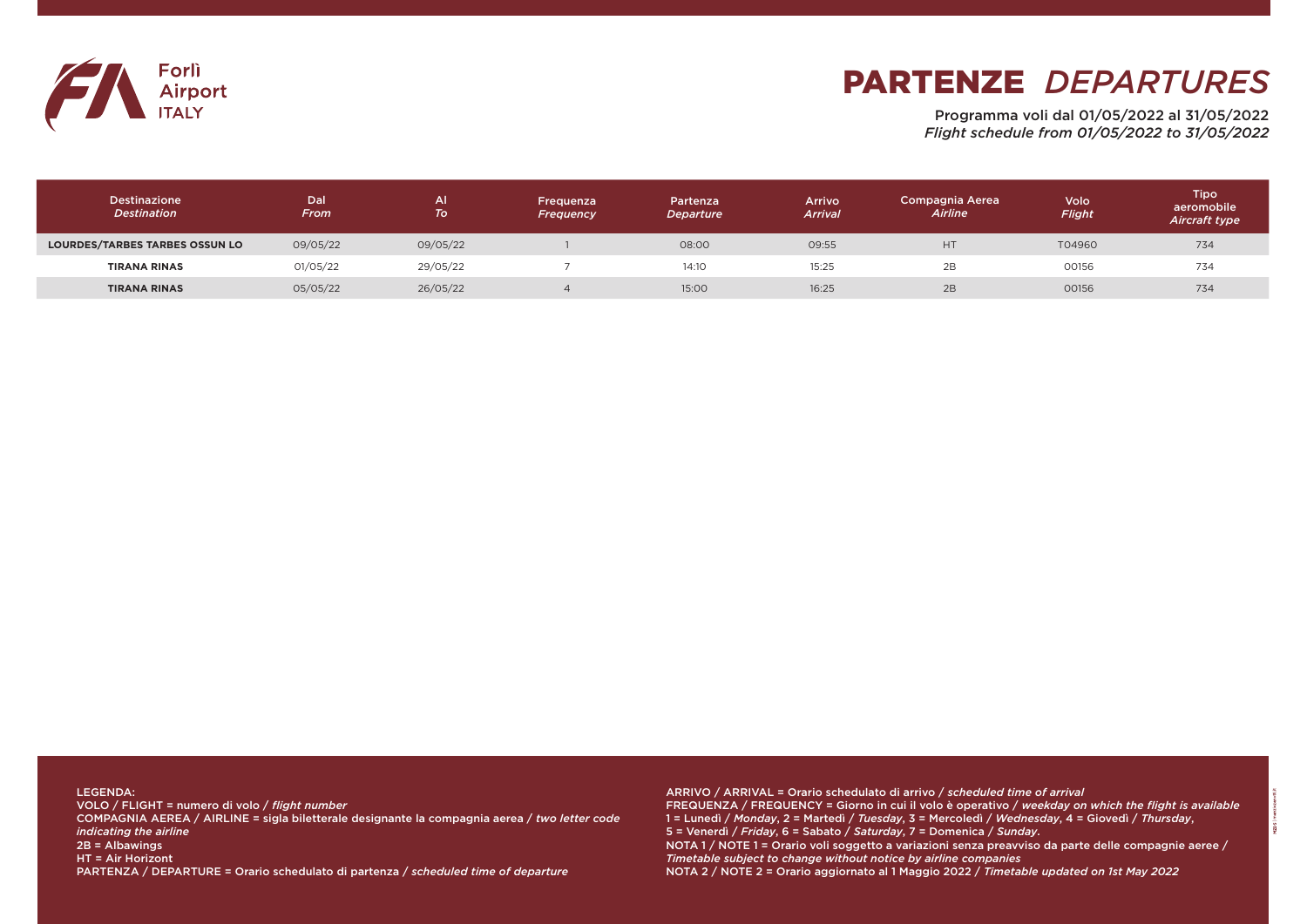Forlì Airport ITALY

# PARTENZE *DEPARTURES*

Programma voli dal 01/05/2022 al 31/05/2022
*Flight schedule from 01/05/2022 to 31/05/2022*

| Destinazione *Destination* | Dal *From* | Al *To* | Frequenza *Frequency* | Partenza *Departure* | Arrivo *Arrival* | Compagnia Aerea *Airline* | Volo *Flight* | Tipo aeromobile *Aircraft type* |
|---|---|---|---|---|---|---|---|---|
| **LOURDES/TARBES TARBES OSSUN LO** | 09/05/22 | 09/05/22 | 1 | 08:00 | 09:55 | HT | T04960 | 734 |
| **TIRANA RINAS** | 01/05/22 | 29/05/22 | 7 | 14:10 | 15:25 | 2B | 00156 | 734 |
| **TIRANA RINAS** | 05/05/22 | 26/05/22 | 4 | 15:00 | 16:25 | 2B | 00156 | 734 |

LEGENDA:
VOLO / FLIGHT = numero di volo / *flight number*
COMPAGNIA AEREA / AIRLINE = sigla biletterale designante la compagnia aerea / *two letter code indicating the airline*
2B = Albawings
HT = Air Horizont
PARTENZA / DEPARTURE = Orario schedulato di partenza / *scheduled time of departure*

ARRIVO / ARRIVAL = Orario schedulato di arrivo / *scheduled time of arrival*
FREQUENZA / FREQUENCY = Giorno in cui il volo è operativo / *weekday on which the flight is available*
1 = Lunedì / *Monday*, 2 = Martedì / *Tuesday*, 3 = Mercoledì / *Wednesday*, 4 = Giovedì / *Thursday*,
5 = Venerdì / *Friday*, 6 = Sabato / *Saturday*, 7 = Domenica / *Sunday*.
NOTA 1 / NOTE 1 = Orario voli soggetto a variazioni senza preavviso da parte delle compagnie aeree / *Timetable subject to change without notice by airline companies*
NOTA 2 / NOTE 2 = Orario aggiornato al 1 Maggio 2022 / *Timetable updated on 1st May 2022*